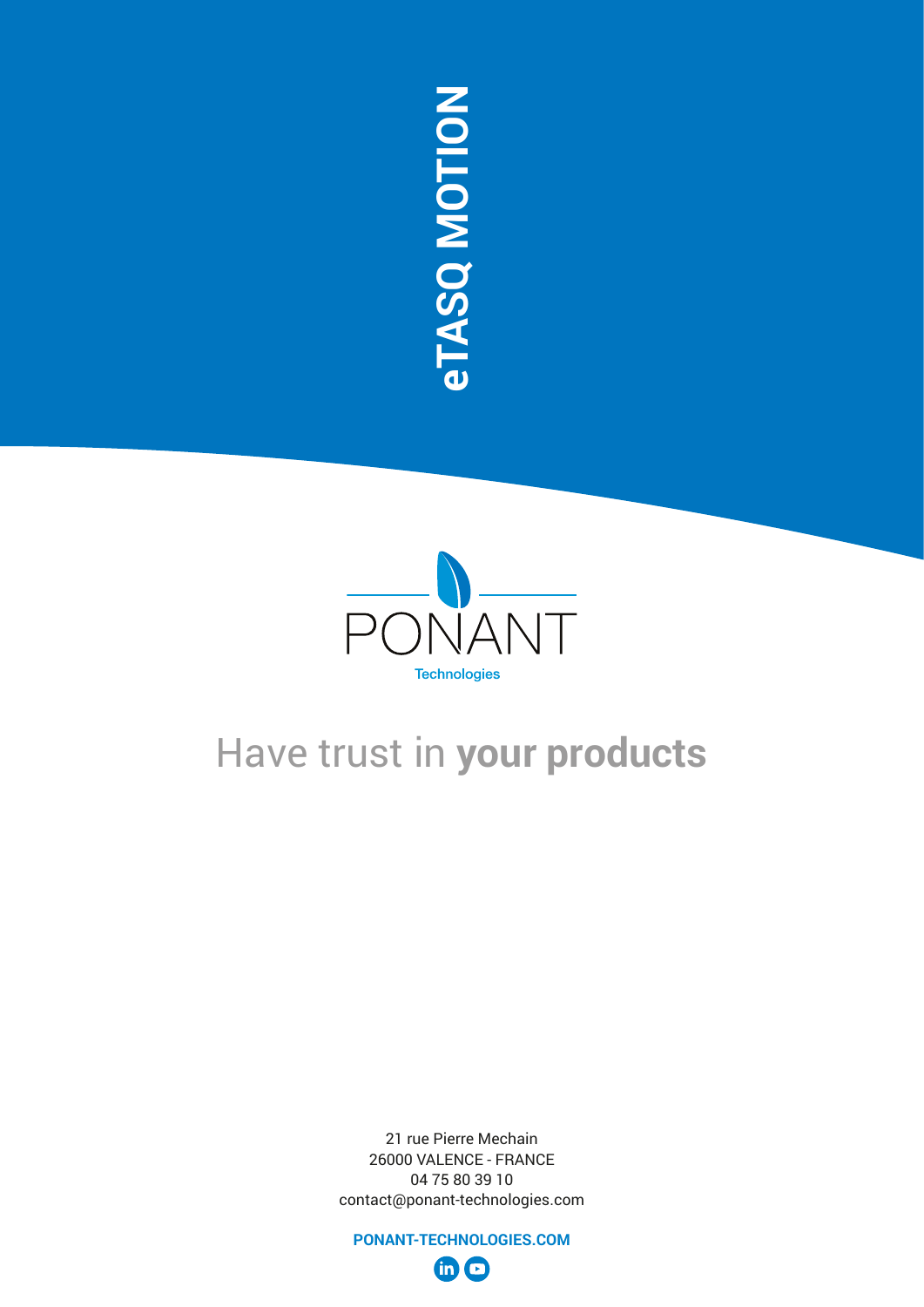# eTASQ MOTION

PONANT

Technologies

## Have trust in **your products**

21 rue Pierre Mechain
26000 VALENCE - FRANCE
04 75 80 39 10
contact@ponant-technologies.com

**PONANT-TECHNOLOGIES.COM**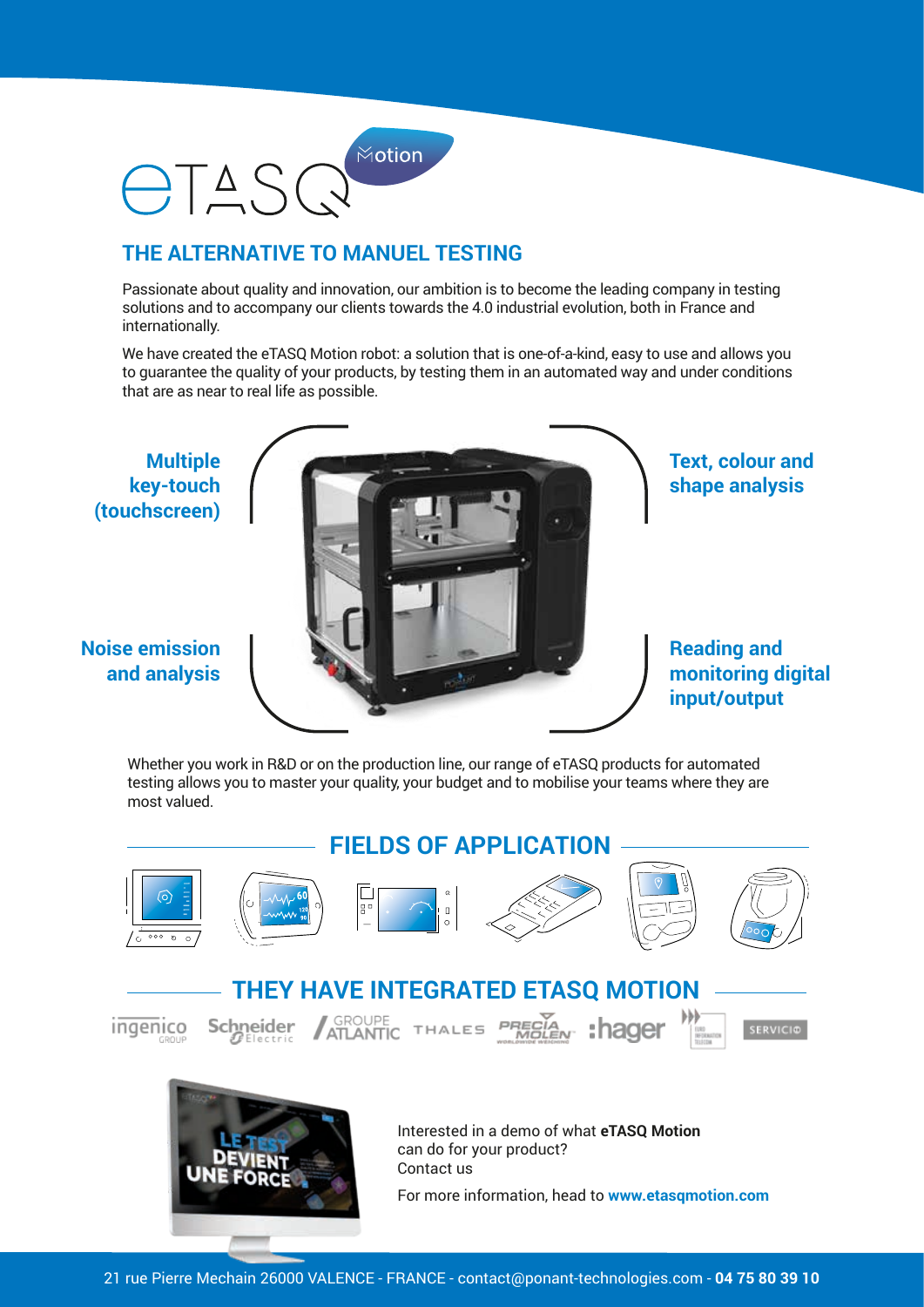eTASQ Motion

## THE ALTERNATIVE TO MANUEL TESTING

Passionate about quality and innovation, our ambition is to become the leading company in testing solutions and to accompany our clients towards the 4.0 industrial evolution, both in France and internationally.

We have created the eTASQ Motion robot: a solution that is one-of-a-kind, easy to use and allows you to guarantee the quality of your products, by testing them in an automated way and under conditions that are as near to real life as possible.

**Multiple key-touch (touchscreen)**

**Text, colour and shape analysis**

**Noise emission and analysis**

**Reading and monitoring digital input/output**

Whether you work in R&D or on the production line, our range of eTASQ products for automated testing allows you to master your quality, your budget and to mobilise your teams where they are most valued.

## FIELDS OF APPLICATION

## THEY HAVE INTEGRATED ETASQ MOTION

ingenico GROUP · Schneider Electric · GROUPE ATLANTIC · THALES · PRECIA MOLEN · :hager · SERVICIO

Interested in a demo of what **eTASQ Motion** can do for your product?
Contact us

For more information, head to **www.etasqmotion.com**

21 rue Pierre Mechain 26000 VALENCE - FRANCE - contact@ponant-technologies.com - **04 75 80 39 10**